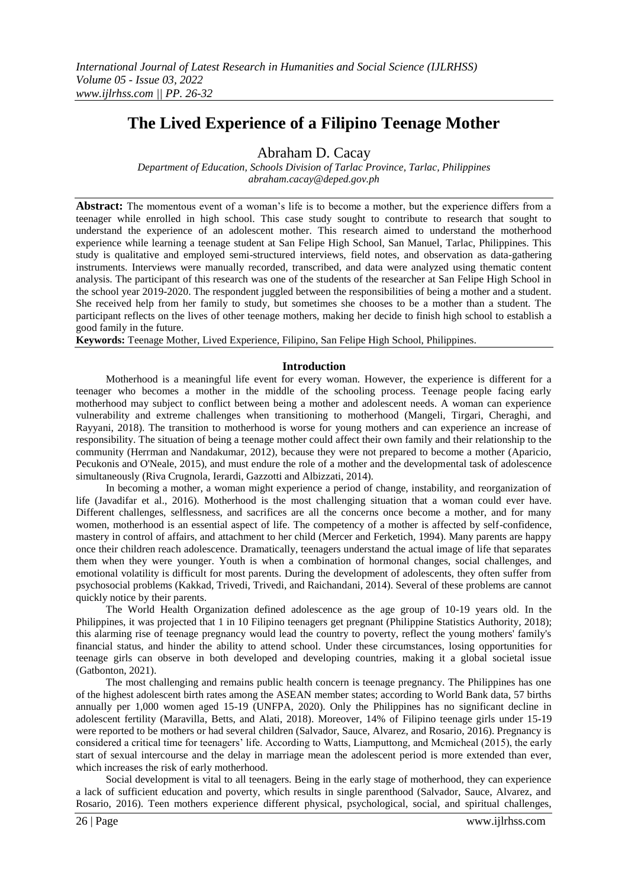# The Lived Experience of a Filipino Teenage Mother

Abraham D. Cacay

*Department of Education, Schools Division of Tarlac Province, Tarlac, Philippines*
*abraham.cacay@deped.gov.ph*

**Abstract:** The momentous event of a woman's life is to become a mother, but the experience differs from a teenager while enrolled in high school. This case study sought to contribute to research that sought to understand the experience of an adolescent mother. This research aimed to understand the motherhood experience while learning a teenage student at San Felipe High School, San Manuel, Tarlac, Philippines. This study is qualitative and employed semi-structured interviews, field notes, and observation as data-gathering instruments. Interviews were manually recorded, transcribed, and data were analyzed using thematic content analysis. The participant of this research was one of the students of the researcher at San Felipe High School in the school year 2019-2020. The respondent juggled between the responsibilities of being a mother and a student. She received help from her family to study, but sometimes she chooses to be a mother than a student. The participant reflects on the lives of other teenage mothers, making her decide to finish high school to establish a good family in the future.

**Keywords:** Teenage Mother, Lived Experience, Filipino, San Felipe High School, Philippines.

## Introduction

Motherhood is a meaningful life event for every woman. However, the experience is different for a teenager who becomes a mother in the middle of the schooling process. Teenage people facing early motherhood may subject to conflict between being a mother and adolescent needs. A woman can experience vulnerability and extreme challenges when transitioning to motherhood (Mangeli, Tirgari, Cheraghi, and Rayyani, 2018). The transition to motherhood is worse for young mothers and can experience an increase of responsibility. The situation of being a teenage mother could affect their own family and their relationship to the community (Herrman and Nandakumar, 2012), because they were not prepared to become a mother (Aparicio, Pecukonis and O'Neale, 2015), and must endure the role of a mother and the developmental task of adolescence simultaneously (Riva Crugnola, Ierardi, Gazzotti and Albizzati, 2014).

In becoming a mother, a woman might experience a period of change, instability, and reorganization of life (Javadifar et al., 2016). Motherhood is the most challenging situation that a woman could ever have. Different challenges, selflessness, and sacrifices are all the concerns once become a mother, and for many women, motherhood is an essential aspect of life. The competency of a mother is affected by self-confidence, mastery in control of affairs, and attachment to her child (Mercer and Ferketich, 1994). Many parents are happy once their children reach adolescence. Dramatically, teenagers understand the actual image of life that separates them when they were younger. Youth is when a combination of hormonal changes, social challenges, and emotional volatility is difficult for most parents. During the development of adolescents, they often suffer from psychosocial problems (Kakkad, Trivedi, Trivedi, and Raichandani, 2014). Several of these problems are cannot quickly notice by their parents.

The World Health Organization defined adolescence as the age group of 10-19 years old. In the Philippines, it was projected that 1 in 10 Filipino teenagers get pregnant (Philippine Statistics Authority, 2018); this alarming rise of teenage pregnancy would lead the country to poverty, reflect the young mothers' family's financial status, and hinder the ability to attend school. Under these circumstances, losing opportunities for teenage girls can observe in both developed and developing countries, making it a global societal issue (Gatbonton, 2021).

The most challenging and remains public health concern is teenage pregnancy. The Philippines has one of the highest adolescent birth rates among the ASEAN member states; according to World Bank data, 57 births annually per 1,000 women aged 15-19 (UNFPA, 2020). Only the Philippines has no significant decline in adolescent fertility (Maravilla, Betts, and Alati, 2018). Moreover, 14% of Filipino teenage girls under 15-19 were reported to be mothers or had several children (Salvador, Sauce, Alvarez, and Rosario, 2016). Pregnancy is considered a critical time for teenagers' life. According to Watts, Liamputtong, and Mcmicheal (2015), the early start of sexual intercourse and the delay in marriage mean the adolescent period is more extended than ever, which increases the risk of early motherhood.

Social development is vital to all teenagers. Being in the early stage of motherhood, they can experience a lack of sufficient education and poverty, which results in single parenthood (Salvador, Sauce, Alvarez, and Rosario, 2016). Teen mothers experience different physical, psychological, social, and spiritual challenges,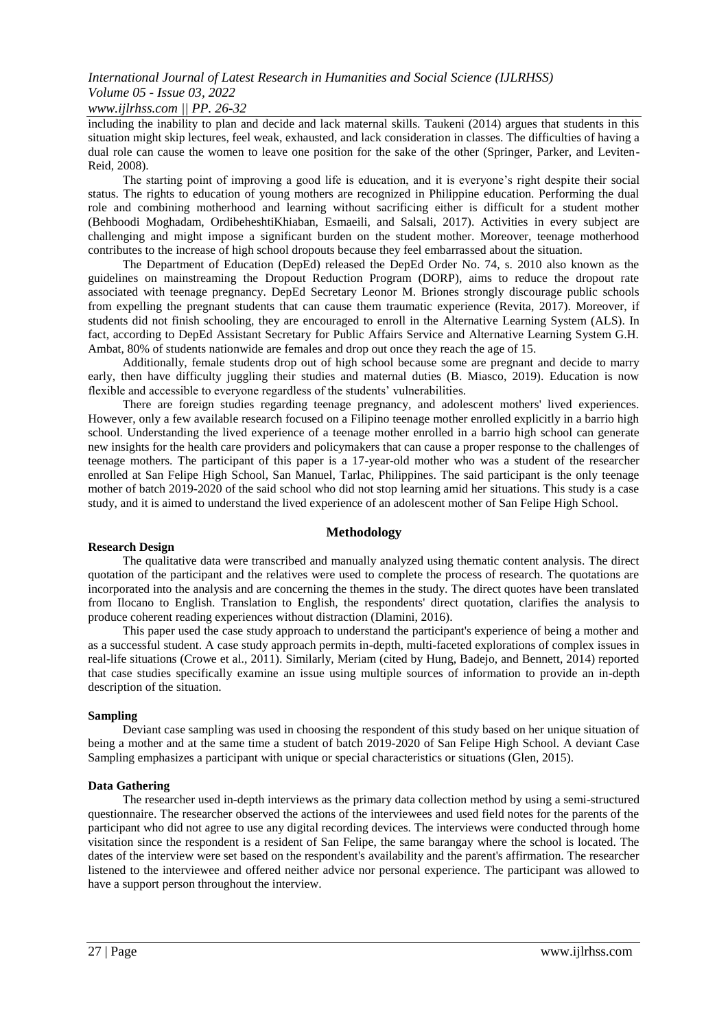including the inability to plan and decide and lack maternal skills. Taukeni (2014) argues that students in this situation might skip lectures, feel weak, exhausted, and lack consideration in classes. The difficulties of having a dual role can cause the women to leave one position for the sake of the other (Springer, Parker, and Leviten-Reid, 2008).

The starting point of improving a good life is education, and it is everyone's right despite their social status. The rights to education of young mothers are recognized in Philippine education. Performing the dual role and combining motherhood and learning without sacrificing either is difficult for a student mother (Behboodi Moghadam, OrdibeheshtiKhiaban, Esmaeili, and Salsali, 2017). Activities in every subject are challenging and might impose a significant burden on the student mother. Moreover, teenage motherhood contributes to the increase of high school dropouts because they feel embarrassed about the situation.

The Department of Education (DepEd) released the DepEd Order No. 74, s. 2010 also known as the guidelines on mainstreaming the Dropout Reduction Program (DORP), aims to reduce the dropout rate associated with teenage pregnancy. DepEd Secretary Leonor M. Briones strongly discourage public schools from expelling the pregnant students that can cause them traumatic experience (Revita, 2017). Moreover, if students did not finish schooling, they are encouraged to enroll in the Alternative Learning System (ALS). In fact, according to DepEd Assistant Secretary for Public Affairs Service and Alternative Learning System G.H. Ambat, 80% of students nationwide are females and drop out once they reach the age of 15.

Additionally, female students drop out of high school because some are pregnant and decide to marry early, then have difficulty juggling their studies and maternal duties (B. Miasco, 2019). Education is now flexible and accessible to everyone regardless of the students' vulnerabilities.

There are foreign studies regarding teenage pregnancy, and adolescent mothers' lived experiences. However, only a few available research focused on a Filipino teenage mother enrolled explicitly in a barrio high school. Understanding the lived experience of a teenage mother enrolled in a barrio high school can generate new insights for the health care providers and policymakers that can cause a proper response to the challenges of teenage mothers. The participant of this paper is a 17-year-old mother who was a student of the researcher enrolled at San Felipe High School, San Manuel, Tarlac, Philippines. The said participant is the only teenage mother of batch 2019-2020 of the said school who did not stop learning amid her situations. This study is a case study, and it is aimed to understand the lived experience of an adolescent mother of San Felipe High School.

## Methodology

### Research Design

The qualitative data were transcribed and manually analyzed using thematic content analysis. The direct quotation of the participant and the relatives were used to complete the process of research. The quotations are incorporated into the analysis and are concerning the themes in the study. The direct quotes have been translated from Ilocano to English. Translation to English, the respondents' direct quotation, clarifies the analysis to produce coherent reading experiences without distraction (Dlamini, 2016).

This paper used the case study approach to understand the participant's experience of being a mother and as a successful student. A case study approach permits in-depth, multi-faceted explorations of complex issues in real-life situations (Crowe et al., 2011). Similarly, Meriam (cited by Hung, Badejo, and Bennett, 2014) reported that case studies specifically examine an issue using multiple sources of information to provide an in-depth description of the situation.

### Sampling

Deviant case sampling was used in choosing the respondent of this study based on her unique situation of being a mother and at the same time a student of batch 2019-2020 of San Felipe High School. A deviant Case Sampling emphasizes a participant with unique or special characteristics or situations (Glen, 2015).

### Data Gathering

The researcher used in-depth interviews as the primary data collection method by using a semi-structured questionnaire. The researcher observed the actions of the interviewees and used field notes for the parents of the participant who did not agree to use any digital recording devices. The interviews were conducted through home visitation since the respondent is a resident of San Felipe, the same barangay where the school is located. The dates of the interview were set based on the respondent's availability and the parent's affirmation. The researcher listened to the interviewee and offered neither advice nor personal experience. The participant was allowed to have a support person throughout the interview.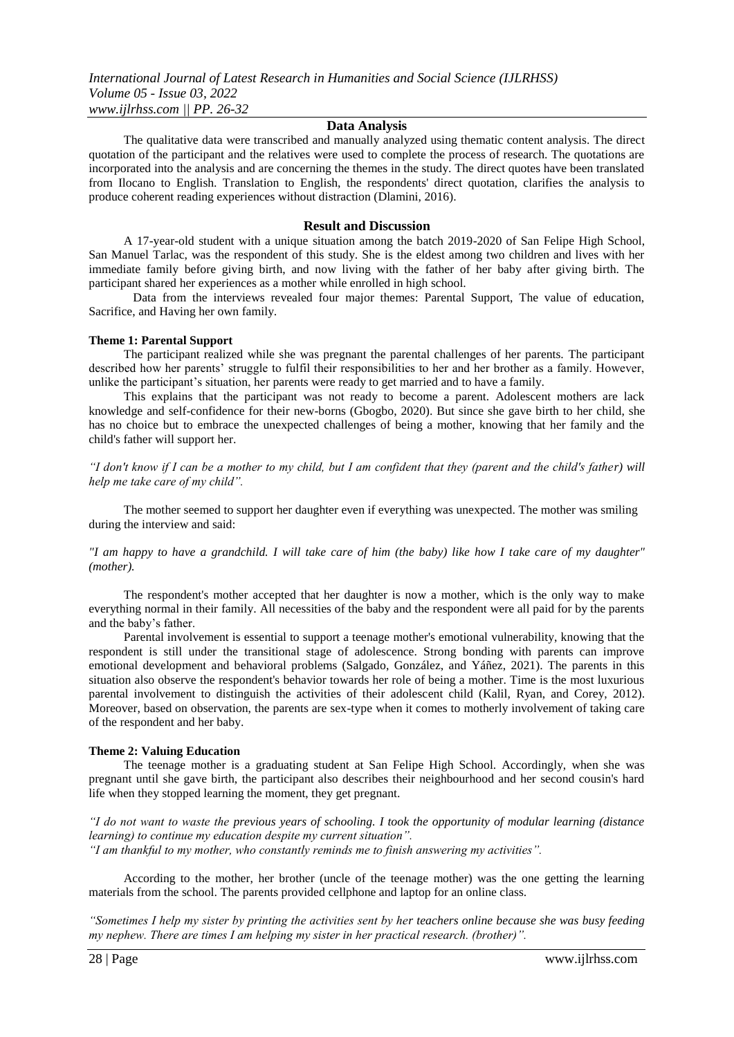## Data Analysis

The qualitative data were transcribed and manually analyzed using thematic content analysis. The direct quotation of the participant and the relatives were used to complete the process of research. The quotations are incorporated into the analysis and are concerning the themes in the study. The direct quotes have been translated from Ilocano to English. Translation to English, the respondents' direct quotation, clarifies the analysis to produce coherent reading experiences without distraction (Dlamini, 2016).

## Result and Discussion

A 17-year-old student with a unique situation among the batch 2019-2020 of San Felipe High School, San Manuel Tarlac, was the respondent of this study. She is the eldest among two children and lives with her immediate family before giving birth, and now living with the father of her baby after giving birth. The participant shared her experiences as a mother while enrolled in high school.

Data from the interviews revealed four major themes: Parental Support, The value of education, Sacrifice, and Having her own family.

### Theme 1: Parental Support

The participant realized while she was pregnant the parental challenges of her parents. The participant described how her parents' struggle to fulfil their responsibilities to her and her brother as a family. However, unlike the participant's situation, her parents were ready to get married and to have a family.

This explains that the participant was not ready to become a parent. Adolescent mothers are lack knowledge and self-confidence for their new-borns (Gbogbo, 2020). But since she gave birth to her child, she has no choice but to embrace the unexpected challenges of being a mother, knowing that her family and the child's father will support her.

*"I don't know if I can be a mother to my child, but I am confident that they (parent and the child's father) will help me take care of my child".*

The mother seemed to support her daughter even if everything was unexpected. The mother was smiling during the interview and said:

*"I am happy to have a grandchild. I will take care of him (the baby) like how I take care of my daughter" (mother).*

The respondent's mother accepted that her daughter is now a mother, which is the only way to make everything normal in their family. All necessities of the baby and the respondent were all paid for by the parents and the baby's father.

Parental involvement is essential to support a teenage mother's emotional vulnerability, knowing that the respondent is still under the transitional stage of adolescence. Strong bonding with parents can improve emotional development and behavioral problems (Salgado, González, and Yáñez, 2021). The parents in this situation also observe the respondent's behavior towards her role of being a mother. Time is the most luxurious parental involvement to distinguish the activities of their adolescent child (Kalil, Ryan, and Corey, 2012). Moreover, based on observation, the parents are sex-type when it comes to motherly involvement of taking care of the respondent and her baby.

### Theme 2: Valuing Education

The teenage mother is a graduating student at San Felipe High School. Accordingly, when she was pregnant until she gave birth, the participant also describes their neighbourhood and her second cousin's hard life when they stopped learning the moment, they get pregnant.

*"I do not want to waste the previous years of schooling. I took the opportunity of modular learning (distance learning) to continue my education despite my current situation".*

*"I am thankful to my mother, who constantly reminds me to finish answering my activities".*

According to the mother, her brother (uncle of the teenage mother) was the one getting the learning materials from the school. The parents provided cellphone and laptop for an online class.

*"Sometimes I help my sister by printing the activities sent by her teachers online because she was busy feeding my nephew. There are times I am helping my sister in her practical research. (brother)".*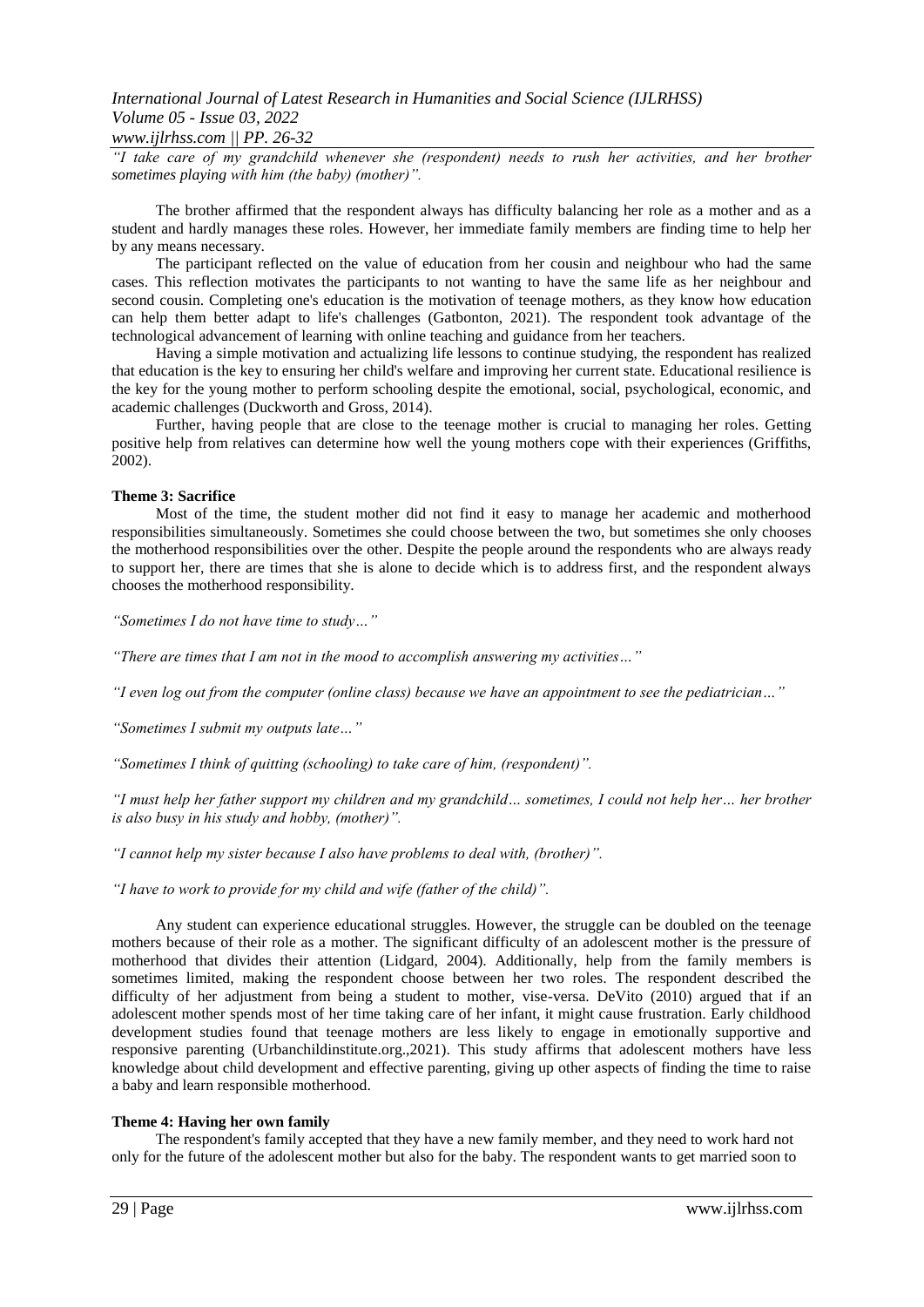*"I take care of my grandchild whenever she (respondent) needs to rush her activities, and her brother sometimes playing with him (the baby) (mother)".*

The brother affirmed that the respondent always has difficulty balancing her role as a mother and as a student and hardly manages these roles. However, her immediate family members are finding time to help her by any means necessary.

The participant reflected on the value of education from her cousin and neighbour who had the same cases. This reflection motivates the participants to not wanting to have the same life as her neighbour and second cousin. Completing one's education is the motivation of teenage mothers, as they know how education can help them better adapt to life's challenges (Gatbonton, 2021). The respondent took advantage of the technological advancement of learning with online teaching and guidance from her teachers.

Having a simple motivation and actualizing life lessons to continue studying, the respondent has realized that education is the key to ensuring her child's welfare and improving her current state. Educational resilience is the key for the young mother to perform schooling despite the emotional, social, psychological, economic, and academic challenges (Duckworth and Gross, 2014).

Further, having people that are close to the teenage mother is crucial to managing her roles. Getting positive help from relatives can determine how well the young mothers cope with their experiences (Griffiths, 2002).

**Theme 3: Sacrifice**

Most of the time, the student mother did not find it easy to manage her academic and motherhood responsibilities simultaneously. Sometimes she could choose between the two, but sometimes she only chooses the motherhood responsibilities over the other. Despite the people around the respondents who are always ready to support her, there are times that she is alone to decide which is to address first, and the respondent always chooses the motherhood responsibility.

*"Sometimes I do not have time to study…"*

*"There are times that I am not in the mood to accomplish answering my activities…"*

*"I even log out from the computer (online class) because we have an appointment to see the pediatrician…"*

*"Sometimes I submit my outputs late…"*

*"Sometimes I think of quitting (schooling) to take care of him, (respondent)".*

*"I must help her father support my children and my grandchild… sometimes, I could not help her… her brother is also busy in his study and hobby, (mother)".*

*"I cannot help my sister because I also have problems to deal with, (brother)".*

*"I have to work to provide for my child and wife (father of the child)".*

Any student can experience educational struggles. However, the struggle can be doubled on the teenage mothers because of their role as a mother. The significant difficulty of an adolescent mother is the pressure of motherhood that divides their attention (Lidgard, 2004). Additionally, help from the family members is sometimes limited, making the respondent choose between her two roles. The respondent described the difficulty of her adjustment from being a student to mother, vise-versa. DeVito (2010) argued that if an adolescent mother spends most of her time taking care of her infant, it might cause frustration. Early childhood development studies found that teenage mothers are less likely to engage in emotionally supportive and responsive parenting (Urbanchildinstitute.org.,2021). This study affirms that adolescent mothers have less knowledge about child development and effective parenting, giving up other aspects of finding the time to raise a baby and learn responsible motherhood.

**Theme 4: Having her own family**

The respondent's family accepted that they have a new family member, and they need to work hard not only for the future of the adolescent mother but also for the baby. The respondent wants to get married soon to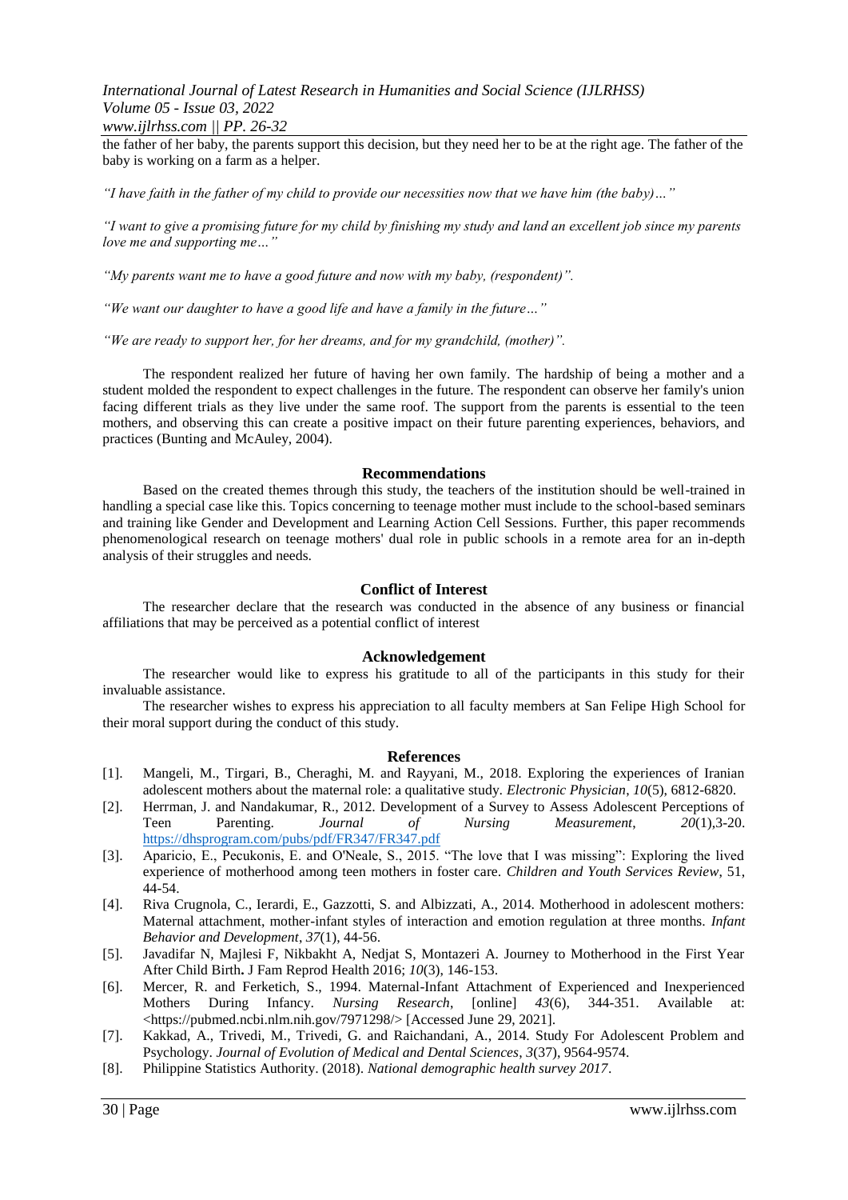the father of her baby, the parents support this decision, but they need her to be at the right age. The father of the baby is working on a farm as a helper.

*"I have faith in the father of my child to provide our necessities now that we have him (the baby)…"*

*"I want to give a promising future for my child by finishing my study and land an excellent job since my parents love me and supporting me…"*

*"My parents want me to have a good future and now with my baby, (respondent)".*

*"We want our daughter to have a good life and have a family in the future…"*

*"We are ready to support her, for her dreams, and for my grandchild, (mother)".*

The respondent realized her future of having her own family. The hardship of being a mother and a student molded the respondent to expect challenges in the future. The respondent can observe her family's union facing different trials as they live under the same roof. The support from the parents is essential to the teen mothers, and observing this can create a positive impact on their future parenting experiences, behaviors, and practices (Bunting and McAuley, 2004).

## Recommendations

Based on the created themes through this study, the teachers of the institution should be well-trained in handling a special case like this. Topics concerning to teenage mother must include to the school-based seminars and training like Gender and Development and Learning Action Cell Sessions. Further, this paper recommends phenomenological research on teenage mothers' dual role in public schools in a remote area for an in-depth analysis of their struggles and needs.

## Conflict of Interest

The researcher declare that the research was conducted in the absence of any business or financial affiliations that may be perceived as a potential conflict of interest

## Acknowledgement

The researcher would like to express his gratitude to all of the participants in this study for their invaluable assistance.

The researcher wishes to express his appreciation to all faculty members at San Felipe High School for their moral support during the conduct of this study.

## References

[1]. Mangeli, M., Tirgari, B., Cheraghi, M. and Rayyani, M., 2018. Exploring the experiences of Iranian adolescent mothers about the maternal role: a qualitative study. *Electronic Physician*, *10*(5), 6812-6820.

[2]. Herrman, J. and Nandakumar, R., 2012. Development of a Survey to Assess Adolescent Perceptions of Teen Parenting. *Journal of Nursing Measurement*, *20*(1),3-20. https://dhsprogram.com/pubs/pdf/FR347/FR347.pdf

[3]. Aparicio, E., Pecukonis, E. and O'Neale, S., 2015. "The love that I was missing": Exploring the lived experience of motherhood among teen mothers in foster care. *Children and Youth Services Review*, 51, 44-54.

[4]. Riva Crugnola, C., Ierardi, E., Gazzotti, S. and Albizzati, A., 2014. Motherhood in adolescent mothers: Maternal attachment, mother-infant styles of interaction and emotion regulation at three months. *Infant Behavior and Development*, *37*(1), 44-56.

[5]. Javadifar N, Majlesi F, Nikbakht A, Nedjat S, Montazeri A. Journey to Motherhood in the First Year After Child Birth**.** J Fam Reprod Health 2016; *10*(3), 146-153.

[6]. Mercer, R. and Ferketich, S., 1994. Maternal-Infant Attachment of Experienced and Inexperienced Mothers During Infancy. *Nursing Research*, [online] *43*(6), 344-351. Available at: <https://pubmed.ncbi.nlm.nih.gov/7971298/> [Accessed June 29, 2021].

[7]. Kakkad, A., Trivedi, M., Trivedi, G. and Raichandani, A., 2014. Study For Adolescent Problem and Psychology. *Journal of Evolution of Medical and Dental Sciences*, *3*(37), 9564-9574.

[8]. Philippine Statistics Authority. (2018). *National demographic health survey 2017*.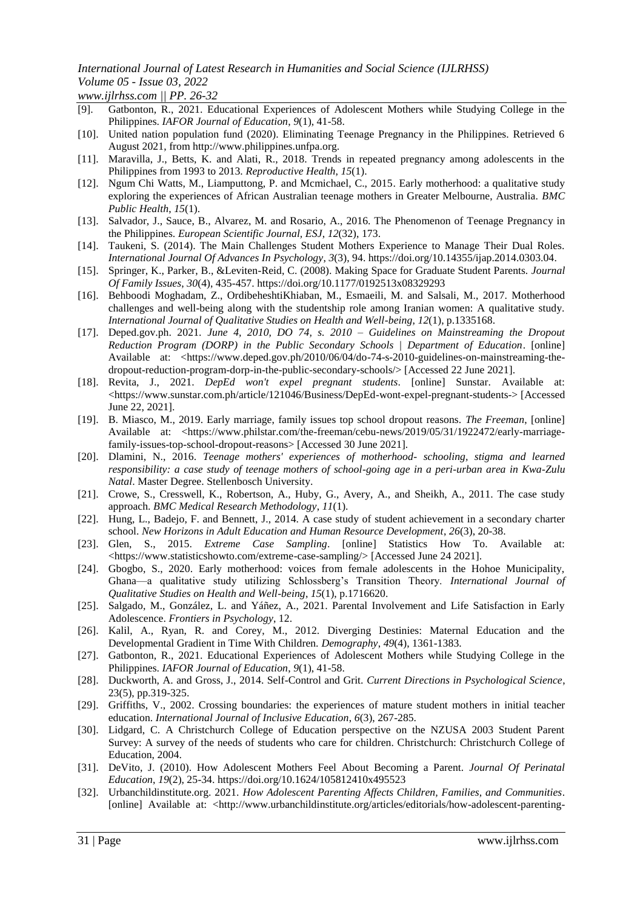[9]. Gatbonton, R., 2021. Educational Experiences of Adolescent Mothers while Studying College in the Philippines. *IAFOR Journal of Education*, *9*(1), 41-58.

[10]. United nation population fund (2020). Eliminating Teenage Pregnancy in the Philippines. Retrieved 6 August 2021, from http://www.philippines.unfpa.org.

[11]. Maravilla, J., Betts, K. and Alati, R., 2018. Trends in repeated pregnancy among adolescents in the Philippines from 1993 to 2013. *Reproductive Health*, *15*(1).

[12]. Ngum Chi Watts, M., Liamputtong, P. and Mcmichael, C., 2015. Early motherhood: a qualitative study exploring the experiences of African Australian teenage mothers in Greater Melbourne, Australia. *BMC Public Health*, *15*(1).

[13]. Salvador, J., Sauce, B., Alvarez, M. and Rosario, A., 2016. The Phenomenon of Teenage Pregnancy in the Philippines. *European Scientific Journal, ESJ*, *12*(32), 173.

[14]. Taukeni, S. (2014). The Main Challenges Student Mothers Experience to Manage Their Dual Roles. *International Journal Of Advances In Psychology*, *3*(3), 94. https://doi.org/10.14355/ijap.2014.0303.04.

[15]. Springer, K., Parker, B., &Leviten-Reid, C. (2008). Making Space for Graduate Student Parents. *Journal Of Family Issues*, *30*(4), 435-457. https://doi.org/10.1177/0192513x08329293

[16]. Behboodi Moghadam, Z., OrdibeheshtiKhiaban, M., Esmaeili, M. and Salsali, M., 2017. Motherhood challenges and well-being along with the studentship role among Iranian women: A qualitative study. *International Journal of Qualitative Studies on Health and Well-being*, *12*(1), p.1335168.

[17]. Deped.gov.ph. 2021. *June 4, 2010, DO 74, s. 2010 – Guidelines on Mainstreaming the Dropout Reduction Program (DORP) in the Public Secondary Schools | Department of Education*. [online] Available at: <https://www.deped.gov.ph/2010/06/04/do-74-s-2010-guidelines-on-mainstreaming-the-dropout-reduction-program-dorp-in-the-public-secondary-schools/> [Accessed 22 June 2021].

[18]. Revita, J., 2021. *DepEd won't expel pregnant students*. [online] Sunstar. Available at: <https://www.sunstar.com.ph/article/121046/Business/DepEd-wont-expel-pregnant-students-> [Accessed June 22, 2021].

[19]. B. Miasco, M., 2019. Early marriage, family issues top school dropout reasons. *The Freeman*, [online] Available at: <https://www.philstar.com/the-freeman/cebu-news/2019/05/31/1922472/early-marriage-family-issues-top-school-dropout-reasons> [Accessed 30 June 2021].

[20]. Dlamini, N., 2016. *Teenage mothers' experiences of motherhood- schooling, stigma and learned responsibility: a case study of teenage mothers of school-going age in a peri-urban area in Kwa-Zulu Natal*. Master Degree. Stellenbosch University.

[21]. Crowe, S., Cresswell, K., Robertson, A., Huby, G., Avery, A., and Sheikh, A., 2011. The case study approach. *BMC Medical Research Methodology*, *11*(1).

[22]. Hung, L., Badejo, F. and Bennett, J., 2014. A case study of student achievement in a secondary charter school. *New Horizons in Adult Education and Human Resource Development*, *26*(3), 20-38.

[23]. Glen, S., 2015. *Extreme Case Sampling*. [online] Statistics How To. Available at: <https://www.statisticshowto.com/extreme-case-sampling/> [Accessed June 24 2021].

[24]. Gbogbo, S., 2020. Early motherhood: voices from female adolescents in the Hohoe Municipality, Ghana—a qualitative study utilizing Schlossberg's Transition Theory. *International Journal of Qualitative Studies on Health and Well-being*, *15*(1), p.1716620.

[25]. Salgado, M., González, L. and Yáñez, A., 2021. Parental Involvement and Life Satisfaction in Early Adolescence. *Frontiers in Psychology*, 12.

[26]. Kalil, A., Ryan, R. and Corey, M., 2012. Diverging Destinies: Maternal Education and the Developmental Gradient in Time With Children. *Demography*, *49*(4), 1361-1383.

[27]. Gatbonton, R., 2021. Educational Experiences of Adolescent Mothers while Studying College in the Philippines. *IAFOR Journal of Education*, *9*(1), 41-58.

[28]. Duckworth, A. and Gross, J., 2014. Self-Control and Grit. *Current Directions in Psychological Science*, 23(5), pp.319-325.

[29]. Griffiths, V., 2002. Crossing boundaries: the experiences of mature student mothers in initial teacher education. *International Journal of Inclusive Education*, *6*(3), 267-285.

[30]. Lidgard, C. A Christchurch College of Education perspective on the NZUSA 2003 Student Parent Survey: A survey of the needs of students who care for children. Christchurch: Christchurch College of Education, 2004.

[31]. DeVito, J. (2010). How Adolescent Mothers Feel About Becoming a Parent. *Journal Of Perinatal Education*, *19*(2), 25-34. https://doi.org/10.1624/105812410x495523

[32]. Urbanchildinstitute.org. 2021. *How Adolescent Parenting Affects Children, Families, and Communities*. [online] Available at: <http://www.urbanchildinstitute.org/articles/editorials/how-adolescent-parenting-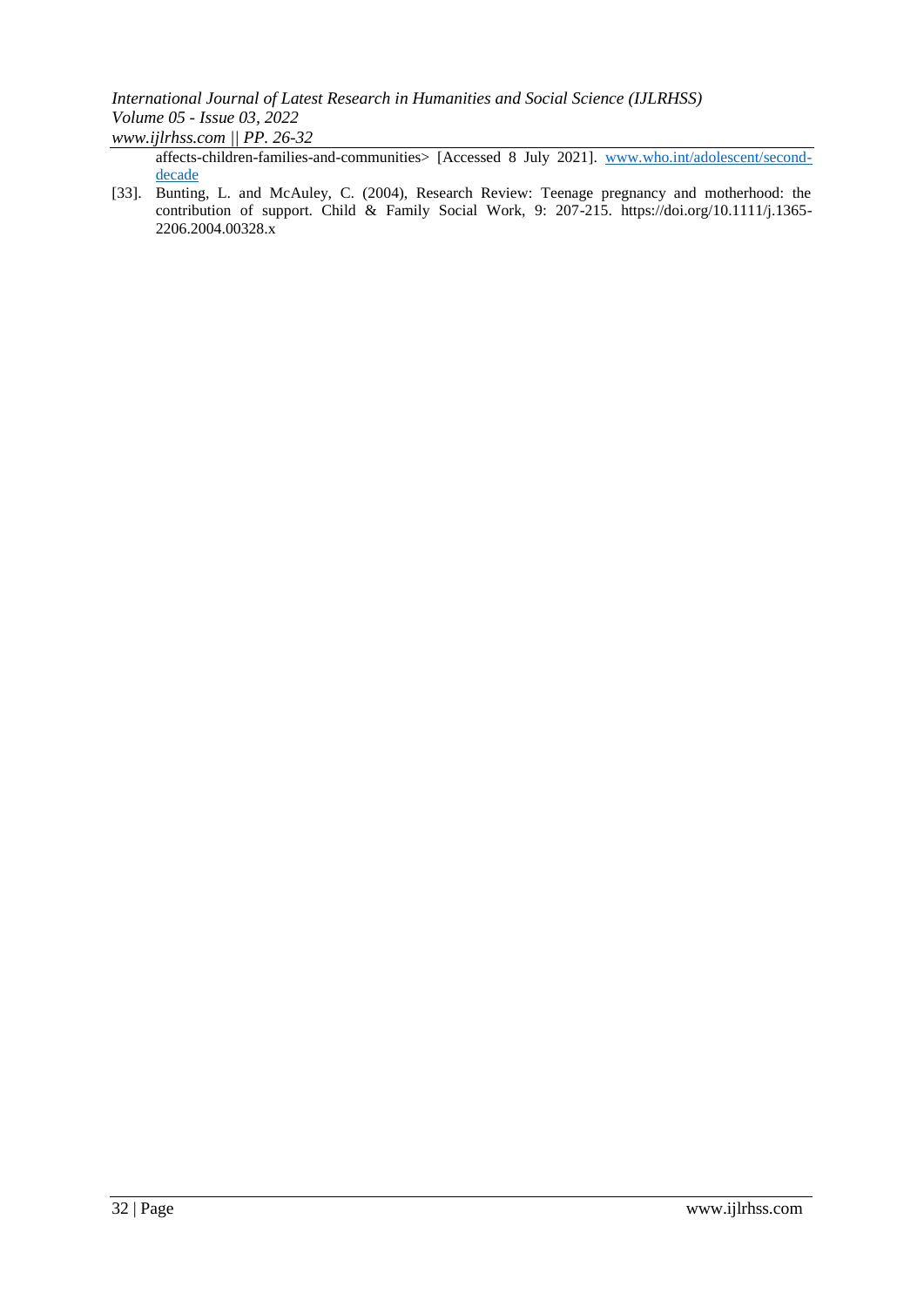affects-children-families-and-communities> [Accessed 8 July 2021]. www.who.int/adolescent/second-decade

[33]. Bunting, L. and McAuley, C. (2004), Research Review: Teenage pregnancy and motherhood: the contribution of support. Child & Family Social Work, 9: 207-215. https://doi.org/10.1111/j.1365-2206.2004.00328.x